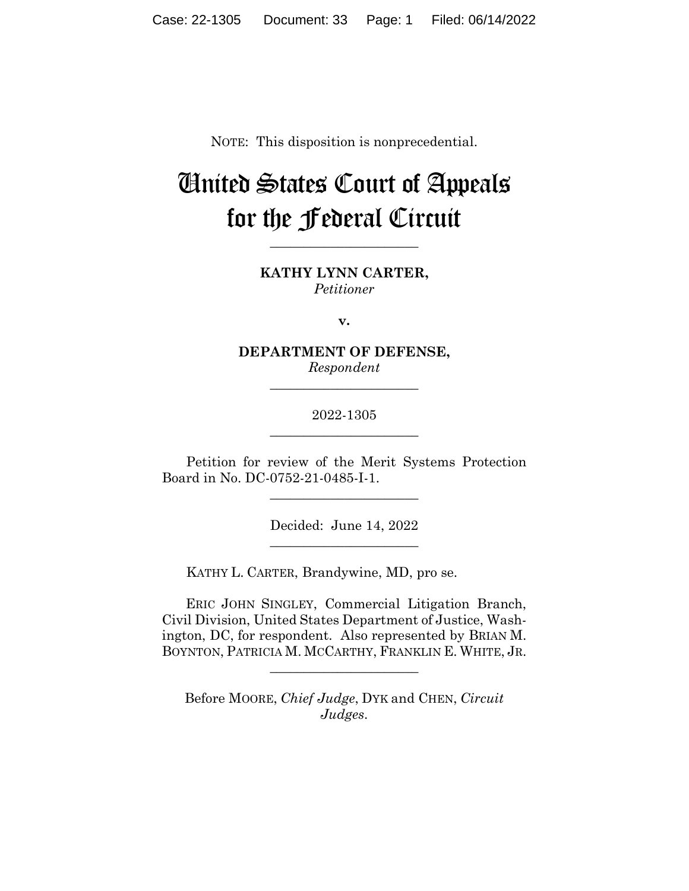NOTE: This disposition is nonprecedential.

# United States Court of Appeals for the Federal Circuit

______________________

**KATHY LYNN CARTER,**
*Petitioner*

**v.**

**DEPARTMENT OF DEFENSE,**
*Respondent*

______________________

2022-1305

______________________

Petition for review of the Merit Systems Protection Board in No. DC-0752-21-0485-I-1.

______________________

Decided: June 14, 2022

______________________

KATHY L. CARTER, Brandywine, MD, pro se.

ERIC JOHN SINGLEY, Commercial Litigation Branch, Civil Division, United States Department of Justice, Washington, DC, for respondent. Also represented by BRIAN M. BOYNTON, PATRICIA M. MCCARTHY, FRANKLIN E. WHITE, JR.

______________________

Before MOORE, *Chief Judge*, DYK and CHEN, *Circuit Judges*.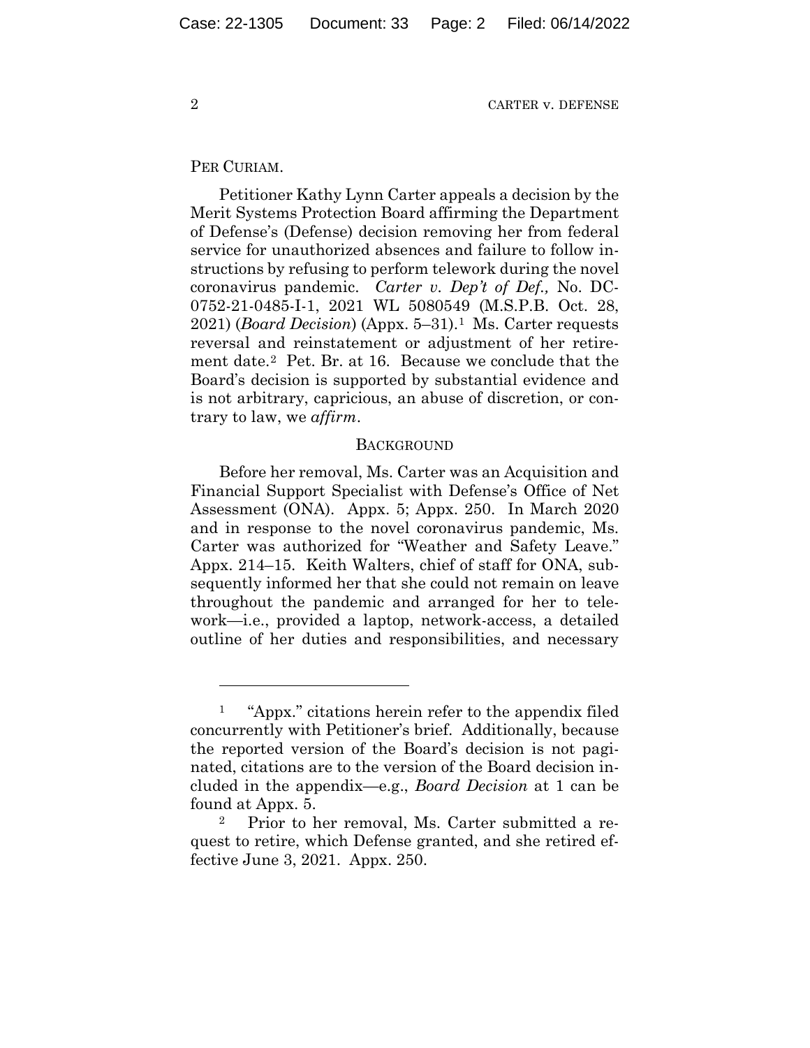PER CURIAM.

Petitioner Kathy Lynn Carter appeals a decision by the Merit Systems Protection Board affirming the Department of Defense's (Defense) decision removing her from federal service for unauthorized absences and failure to follow instructions by refusing to perform telework during the novel coronavirus pandemic. *Carter v. Dep't of Def.,* No. DC-0752-21-0485-I-1, 2021 WL 5080549 (M.S.P.B. Oct. 28, 2021) (*Board Decision*) (Appx. 5–31).[1] Ms. Carter requests reversal and reinstatement or adjustment of her retirement date.[2] Pet. Br. at 16. Because we conclude that the Board's decision is supported by substantial evidence and is not arbitrary, capricious, an abuse of discretion, or contrary to law, we *affirm*.

## BACKGROUND

Before her removal, Ms. Carter was an Acquisition and Financial Support Specialist with Defense's Office of Net Assessment (ONA). Appx. 5; Appx. 250. In March 2020 and in response to the novel coronavirus pandemic, Ms. Carter was authorized for "Weather and Safety Leave." Appx. 214–15. Keith Walters, chief of staff for ONA, subsequently informed her that she could not remain on leave throughout the pandemic and arranged for her to telework—i.e., provided a laptop, network-access, a detailed outline of her duties and responsibilities, and necessary

---

[1] "Appx." citations herein refer to the appendix filed concurrently with Petitioner's brief. Additionally, because the reported version of the Board's decision is not paginated, citations are to the version of the Board decision included in the appendix—e.g., *Board Decision* at 1 can be found at Appx. 5.

[2] Prior to her removal, Ms. Carter submitted a request to retire, which Defense granted, and she retired effective June 3, 2021. Appx. 250.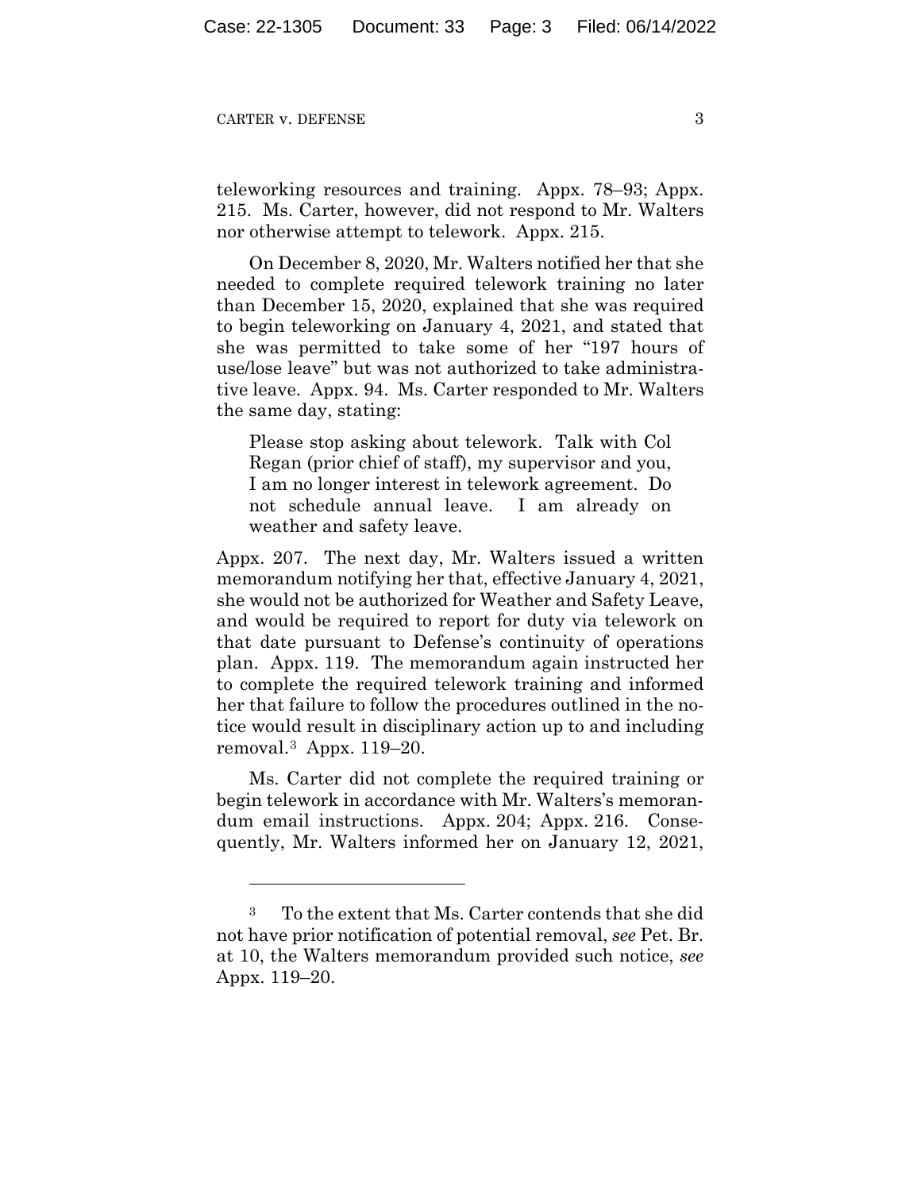teleworking resources and training. Appx. 78–93; Appx. 215. Ms. Carter, however, did not respond to Mr. Walters nor otherwise attempt to telework. Appx. 215.

On December 8, 2020, Mr. Walters notified her that she needed to complete required telework training no later than December 15, 2020, explained that she was required to begin teleworking on January 4, 2021, and stated that she was permitted to take some of her "197 hours of use/lose leave" but was not authorized to take administrative leave. Appx. 94. Ms. Carter responded to Mr. Walters the same day, stating:

> Please stop asking about telework. Talk with Col Regan (prior chief of staff), my supervisor and you, I am no longer interest in telework agreement. Do not schedule annual leave. I am already on weather and safety leave.

Appx. 207. The next day, Mr. Walters issued a written memorandum notifying her that, effective January 4, 2021, she would not be authorized for Weather and Safety Leave, and would be required to report for duty via telework on that date pursuant to Defense's continuity of operations plan. Appx. 119. The memorandum again instructed her to complete the required telework training and informed her that failure to follow the procedures outlined in the notice would result in disciplinary action up to and including removal.[3] Appx. 119–20.

Ms. Carter did not complete the required training or begin telework in accordance with Mr. Walters's memorandum email instructions. Appx. 204; Appx. 216. Consequently, Mr. Walters informed her on January 12, 2021,

---

[3] To the extent that Ms. Carter contends that she did not have prior notification of potential removal, *see* Pet. Br. at 10, the Walters memorandum provided such notice, *see* Appx. 119–20.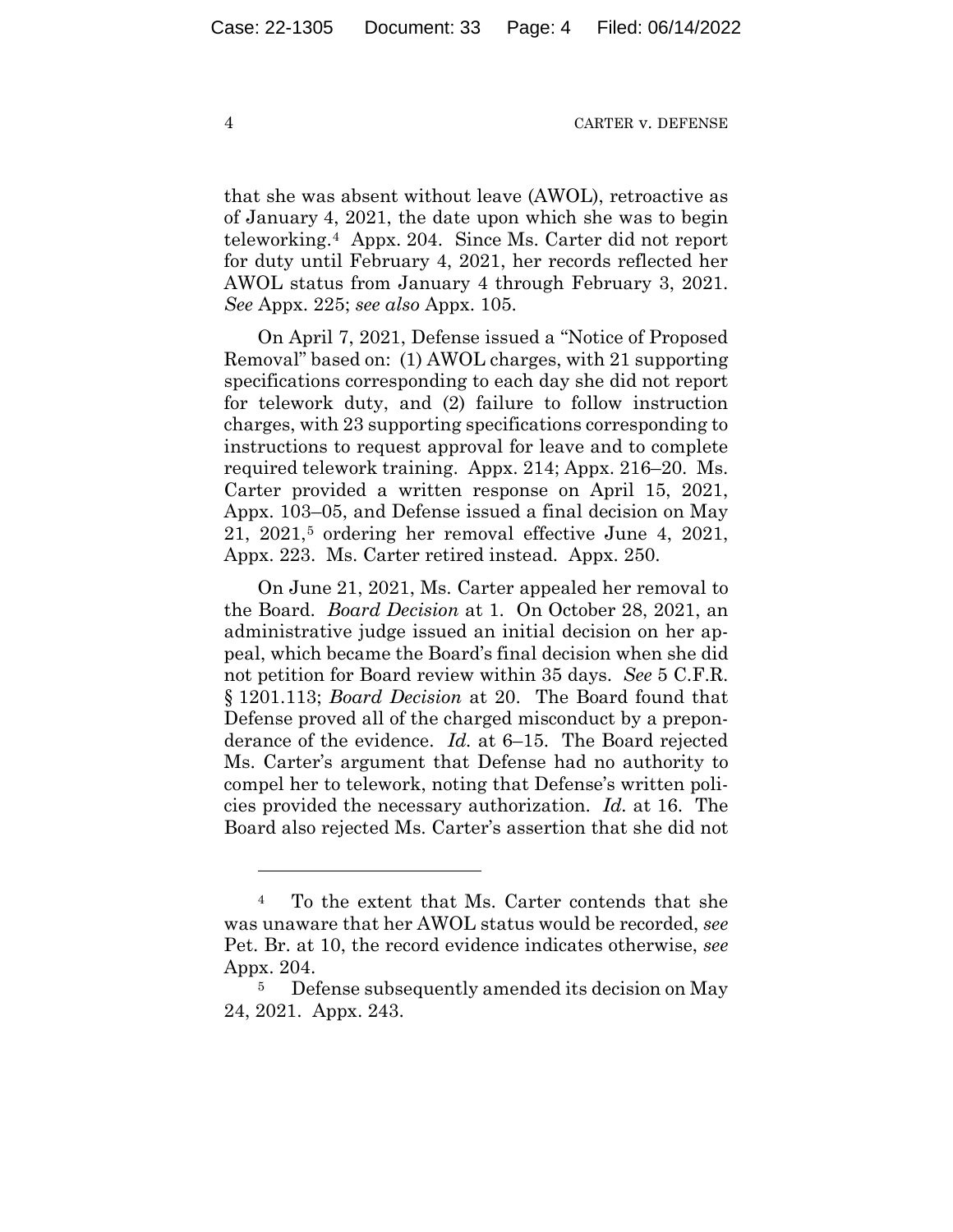that she was absent without leave (AWOL), retroactive as of January 4, 2021, the date upon which she was to begin teleworking.[4] Appx. 204. Since Ms. Carter did not report for duty until February 4, 2021, her records reflected her AWOL status from January 4 through February 3, 2021. *See* Appx. 225; *see also* Appx. 105.

On April 7, 2021, Defense issued a "Notice of Proposed Removal" based on: (1) AWOL charges, with 21 supporting specifications corresponding to each day she did not report for telework duty, and (2) failure to follow instruction charges, with 23 supporting specifications corresponding to instructions to request approval for leave and to complete required telework training. Appx. 214; Appx. 216–20. Ms. Carter provided a written response on April 15, 2021, Appx. 103–05, and Defense issued a final decision on May 21, 2021,[5] ordering her removal effective June 4, 2021, Appx. 223. Ms. Carter retired instead. Appx. 250.

On June 21, 2021, Ms. Carter appealed her removal to the Board. *Board Decision* at 1. On October 28, 2021, an administrative judge issued an initial decision on her appeal, which became the Board's final decision when she did not petition for Board review within 35 days. *See* 5 C.F.R. § 1201.113; *Board Decision* at 20. The Board found that Defense proved all of the charged misconduct by a preponderance of the evidence. *Id.* at 6–15. The Board rejected Ms. Carter's argument that Defense had no authority to compel her to telework, noting that Defense's written policies provided the necessary authorization. *Id.* at 16. The Board also rejected Ms. Carter's assertion that she did not

---

[4] To the extent that Ms. Carter contends that she was unaware that her AWOL status would be recorded, *see* Pet. Br. at 10, the record evidence indicates otherwise, *see* Appx. 204.

[5] Defense subsequently amended its decision on May 24, 2021. Appx. 243.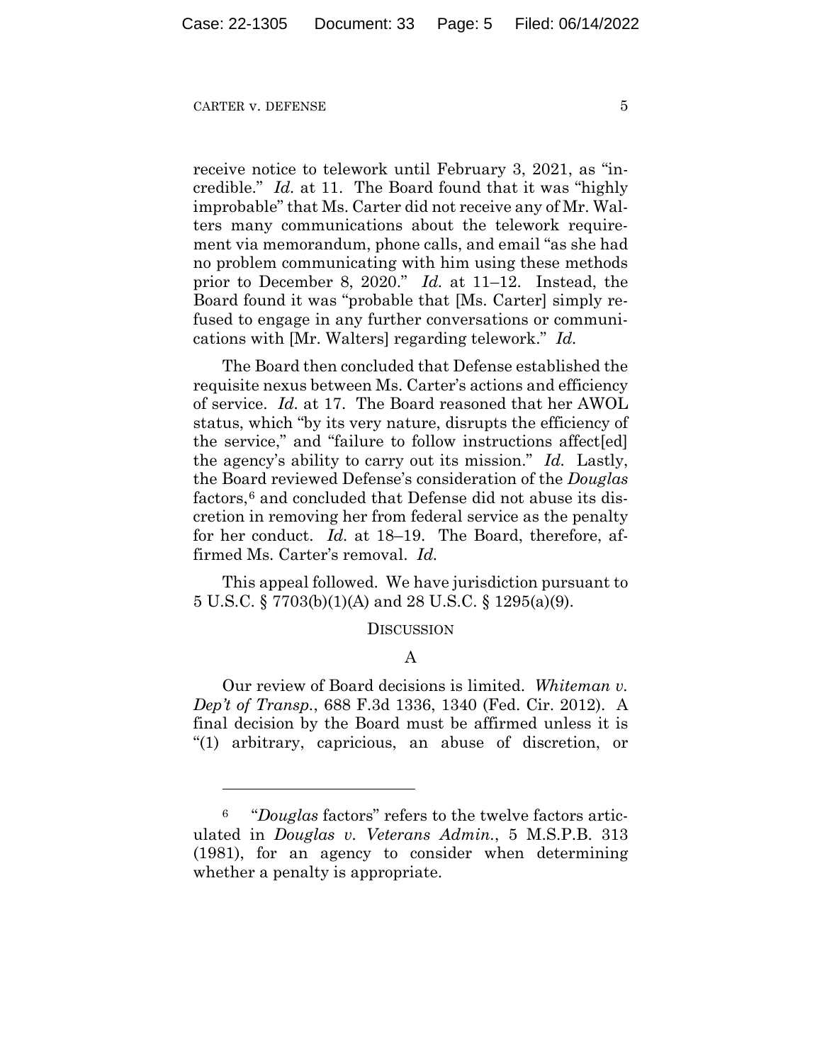receive notice to telework until February 3, 2021, as "incredible." *Id.* at 11. The Board found that it was "highly improbable" that Ms. Carter did not receive any of Mr. Walters many communications about the telework requirement via memorandum, phone calls, and email "as she had no problem communicating with him using these methods prior to December 8, 2020." *Id.* at 11–12. Instead, the Board found it was "probable that [Ms. Carter] simply refused to engage in any further conversations or communications with [Mr. Walters] regarding telework." *Id.*

The Board then concluded that Defense established the requisite nexus between Ms. Carter's actions and efficiency of service. *Id.* at 17. The Board reasoned that her AWOL status, which "by its very nature, disrupts the efficiency of the service," and "failure to follow instructions affect[ed] the agency's ability to carry out its mission." *Id.* Lastly, the Board reviewed Defense's consideration of the *Douglas* factors,[6] and concluded that Defense did not abuse its discretion in removing her from federal service as the penalty for her conduct. *Id.* at 18–19. The Board, therefore, affirmed Ms. Carter's removal. *Id.*

This appeal followed. We have jurisdiction pursuant to 5 U.S.C. § 7703(b)(1)(A) and 28 U.S.C. § 1295(a)(9).

## DISCUSSION

### A

Our review of Board decisions is limited. *Whiteman v. Dep't of Transp.*, 688 F.3d 1336, 1340 (Fed. Cir. 2012). A final decision by the Board must be affirmed unless it is "(1) arbitrary, capricious, an abuse of discretion, or

---

[6] "*Douglas* factors" refers to the twelve factors articulated in *Douglas v. Veterans Admin.*, 5 M.S.P.B. 313 (1981), for an agency to consider when determining whether a penalty is appropriate.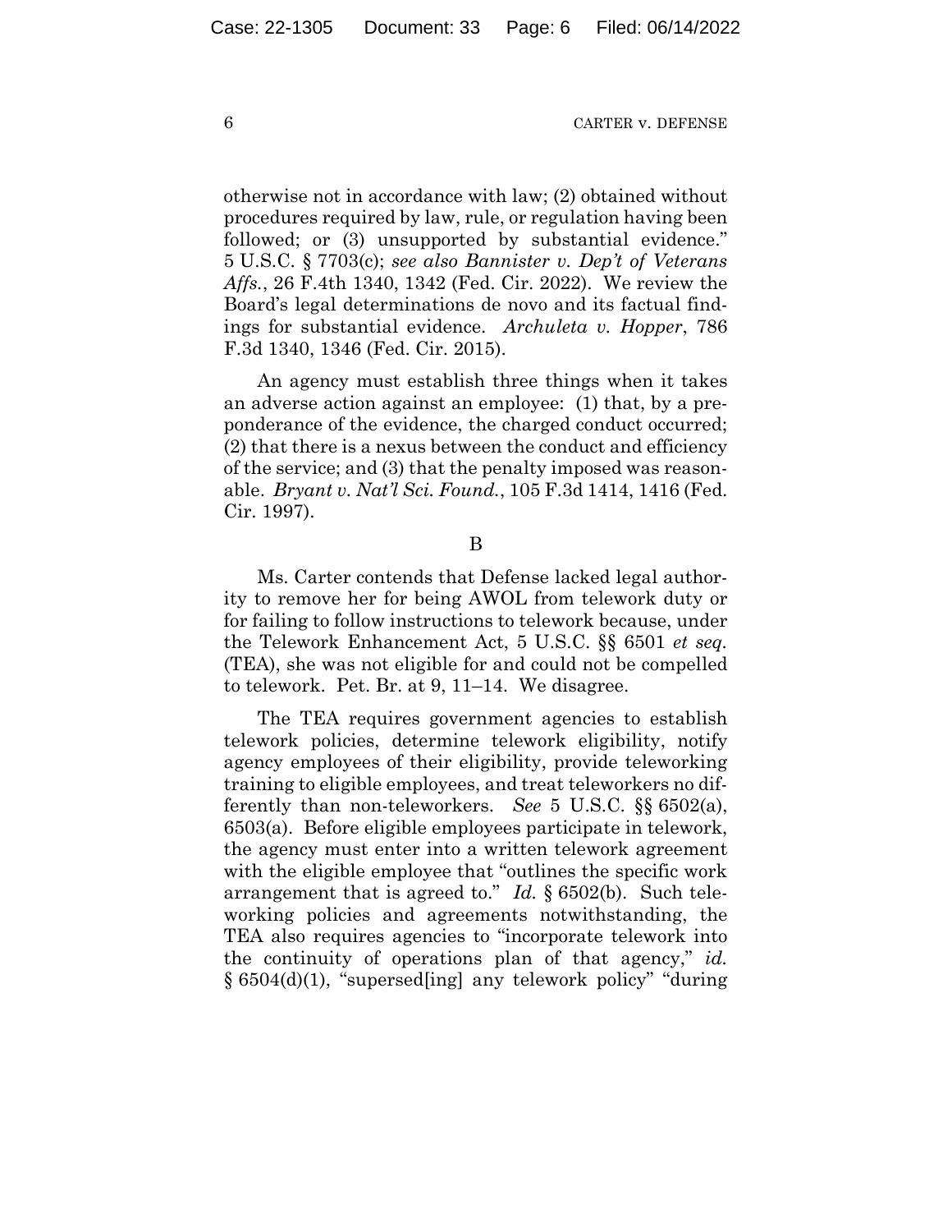otherwise not in accordance with law; (2) obtained without procedures required by law, rule, or regulation having been followed; or (3) unsupported by substantial evidence." 5 U.S.C. § 7703(c); *see also Bannister v. Dep't of Veterans Affs.*, 26 F.4th 1340, 1342 (Fed. Cir. 2022). We review the Board's legal determinations de novo and its factual findings for substantial evidence. *Archuleta v. Hopper*, 786 F.3d 1340, 1346 (Fed. Cir. 2015).

An agency must establish three things when it takes an adverse action against an employee: (1) that, by a preponderance of the evidence, the charged conduct occurred; (2) that there is a nexus between the conduct and efficiency of the service; and (3) that the penalty imposed was reasonable. *Bryant v. Nat'l Sci. Found.*, 105 F.3d 1414, 1416 (Fed. Cir. 1997).

## B

Ms. Carter contends that Defense lacked legal authority to remove her for being AWOL from telework duty or for failing to follow instructions to telework because, under the Telework Enhancement Act, 5 U.S.C. §§ 6501 *et seq.* (TEA), she was not eligible for and could not be compelled to telework. Pet. Br. at 9, 11–14. We disagree.

The TEA requires government agencies to establish telework policies, determine telework eligibility, notify agency employees of their eligibility, provide teleworking training to eligible employees, and treat teleworkers no differently than non-teleworkers. *See* 5 U.S.C. §§ 6502(a), 6503(a). Before eligible employees participate in telework, the agency must enter into a written telework agreement with the eligible employee that "outlines the specific work arrangement that is agreed to." *Id.* § 6502(b). Such teleworking policies and agreements notwithstanding, the TEA also requires agencies to "incorporate telework into the continuity of operations plan of that agency," *id.* § 6504(d)(1), "supersed[ing] any telework policy" "during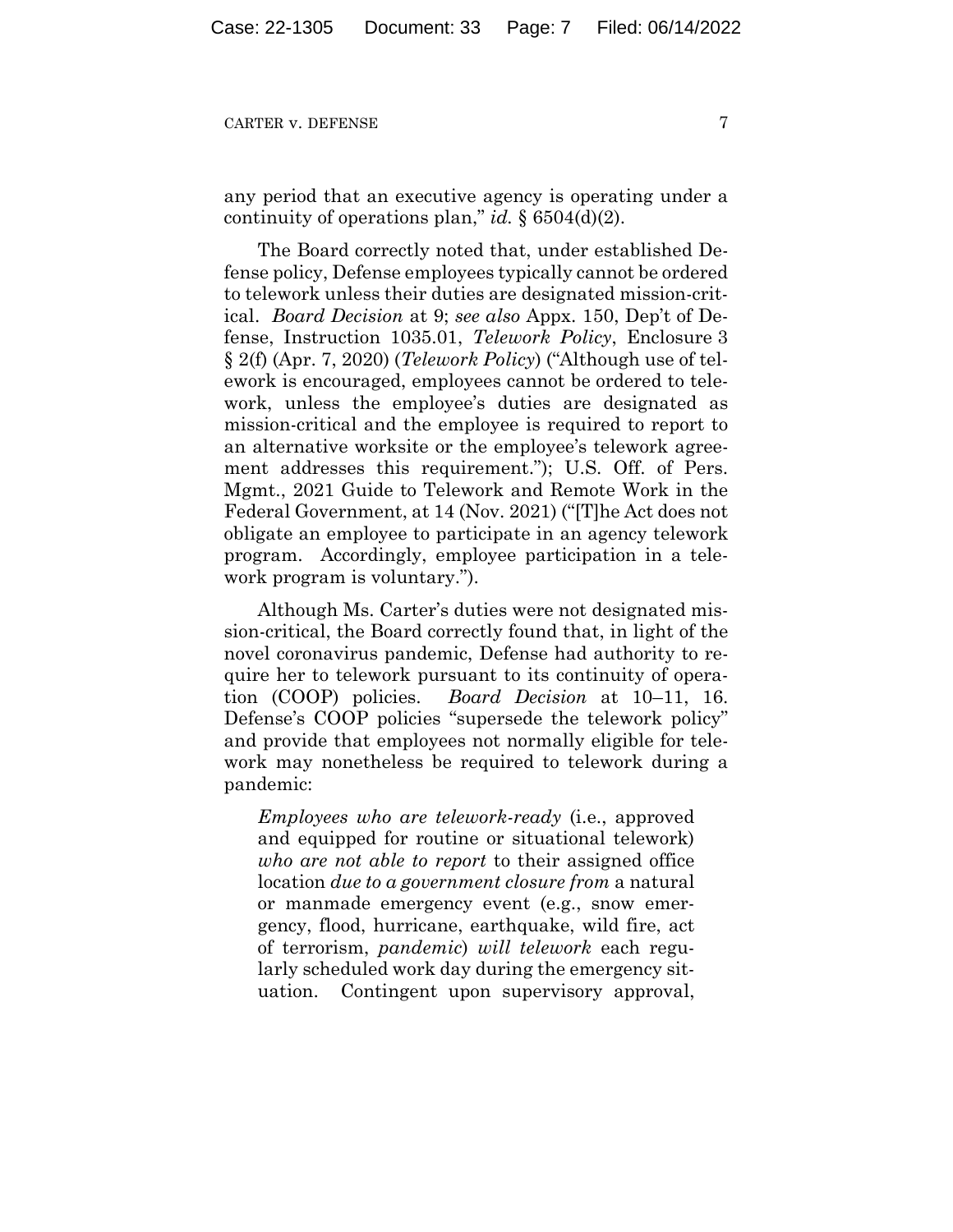any period that an executive agency is operating under a continuity of operations plan," *id.* § 6504(d)(2).

The Board correctly noted that, under established Defense policy, Defense employees typically cannot be ordered to telework unless their duties are designated mission-critical. *Board Decision* at 9; *see also* Appx. 150, Dep't of Defense, Instruction 1035.01, *Telework Policy*, Enclosure 3 § 2(f) (Apr. 7, 2020) (*Telework Policy*) ("Although use of telework is encouraged, employees cannot be ordered to telework, unless the employee's duties are designated as mission-critical and the employee is required to report to an alternative worksite or the employee's telework agreement addresses this requirement."); U.S. Off. of Pers. Mgmt., 2021 Guide to Telework and Remote Work in the Federal Government, at 14 (Nov. 2021) ("[T]he Act does not obligate an employee to participate in an agency telework program. Accordingly, employee participation in a telework program is voluntary.").

Although Ms. Carter's duties were not designated mission-critical, the Board correctly found that, in light of the novel coronavirus pandemic, Defense had authority to require her to telework pursuant to its continuity of operation (COOP) policies. *Board Decision* at 10–11, 16. Defense's COOP policies "supersede the telework policy" and provide that employees not normally eligible for telework may nonetheless be required to telework during a pandemic:

> *Employees who are telework-ready* (i.e., approved and equipped for routine or situational telework) *who are not able to report* to their assigned office location *due to a government closure from* a natural or manmade emergency event (e.g., snow emergency, flood, hurricane, earthquake, wild fire, act of terrorism, *pandemic*) *will telework* each regularly scheduled work day during the emergency situation. Contingent upon supervisory approval,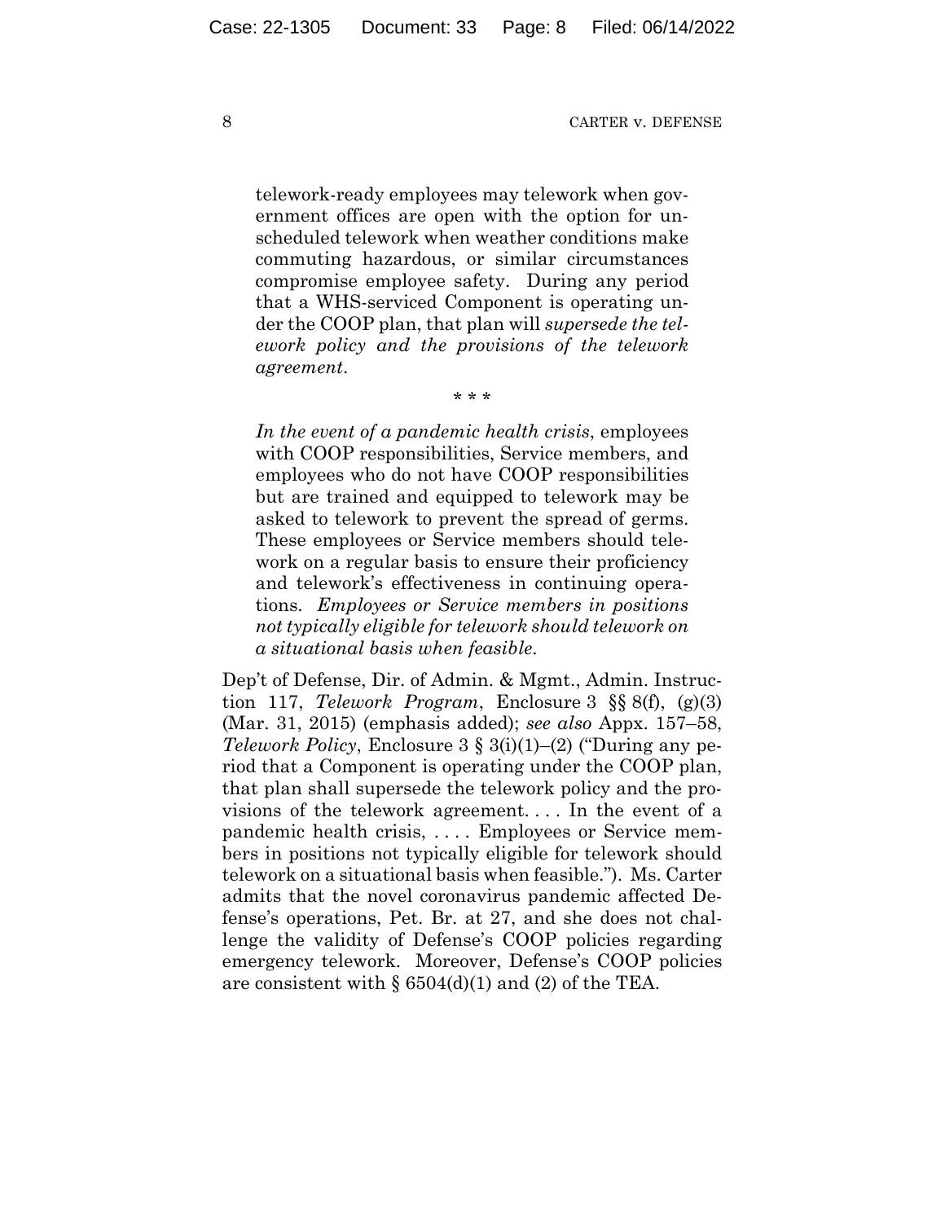> telework-ready employees may telework when government offices are open with the option for unscheduled telework when weather conditions make commuting hazardous, or similar circumstances compromise employee safety. During any period that a WHS-serviced Component is operating under the COOP plan, that plan will *supersede the telework policy and the provisions of the telework agreement*.
>
> \* \* \*
>
> *In the event of a pandemic health crisis*, employees with COOP responsibilities, Service members, and employees who do not have COOP responsibilities but are trained and equipped to telework may be asked to telework to prevent the spread of germs. These employees or Service members should telework on a regular basis to ensure their proficiency and telework's effectiveness in continuing operations. *Employees or Service members in positions not typically eligible for telework should telework on a situational basis when feasible*.

Dep't of Defense, Dir. of Admin. & Mgmt., Admin. Instruction 117, *Telework Program*, Enclosure 3 §§ 8(f), (g)(3) (Mar. 31, 2015) (emphasis added); *see also* Appx. 157–58, *Telework Policy*, Enclosure 3 § 3(i)(1)–(2) ("During any period that a Component is operating under the COOP plan, that plan shall supersede the telework policy and the provisions of the telework agreement. . . . In the event of a pandemic health crisis, . . . . Employees or Service members in positions not typically eligible for telework should telework on a situational basis when feasible."). Ms. Carter admits that the novel coronavirus pandemic affected Defense's operations, Pet. Br. at 27, and she does not challenge the validity of Defense's COOP policies regarding emergency telework. Moreover, Defense's COOP policies are consistent with § 6504(d)(1) and (2) of the TEA.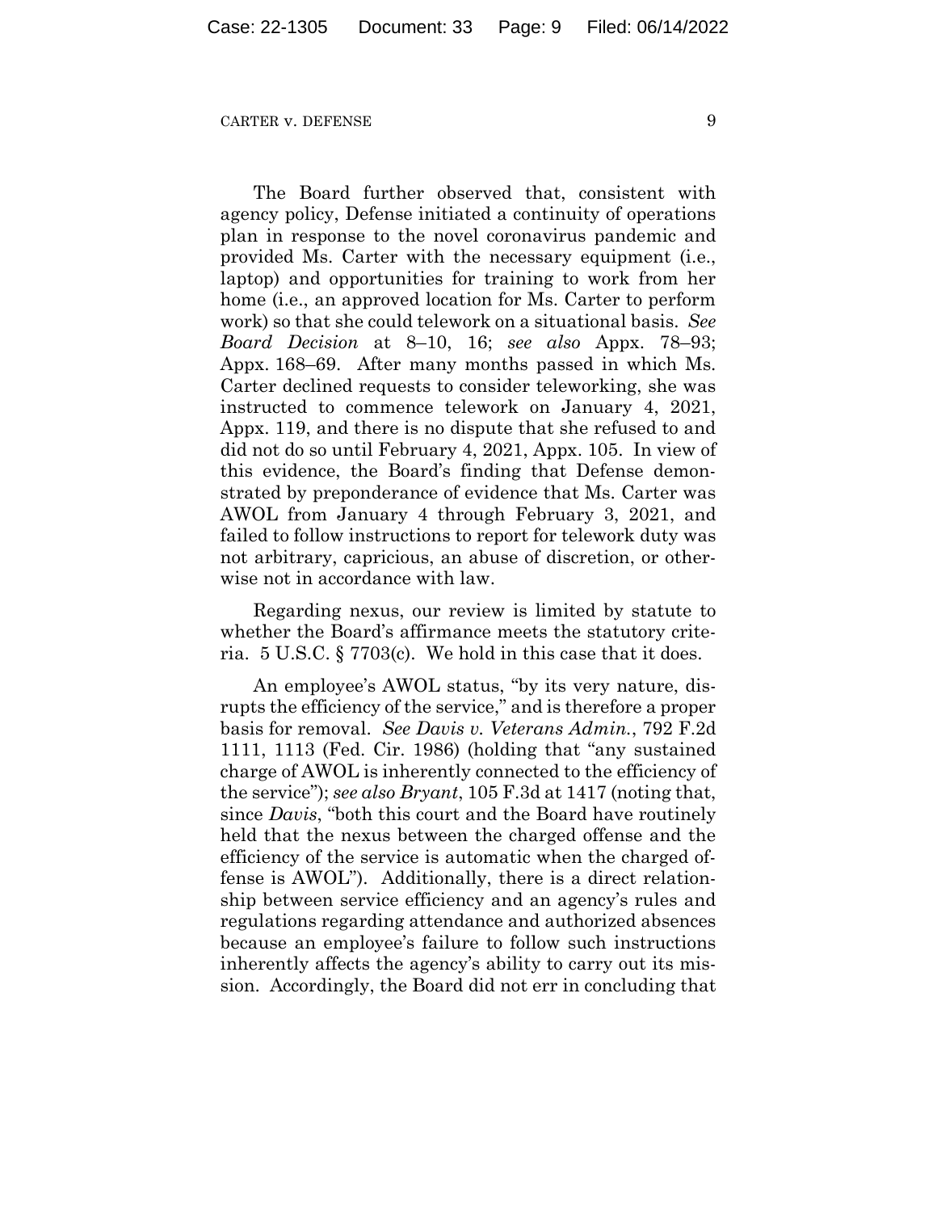The Board further observed that, consistent with agency policy, Defense initiated a continuity of operations plan in response to the novel coronavirus pandemic and provided Ms. Carter with the necessary equipment (i.e., laptop) and opportunities for training to work from her home (i.e., an approved location for Ms. Carter to perform work) so that she could telework on a situational basis. *See Board Decision* at 8–10, 16; *see also* Appx. 78–93; Appx. 168–69. After many months passed in which Ms. Carter declined requests to consider teleworking, she was instructed to commence telework on January 4, 2021, Appx. 119, and there is no dispute that she refused to and did not do so until February 4, 2021, Appx. 105. In view of this evidence, the Board's finding that Defense demonstrated by preponderance of evidence that Ms. Carter was AWOL from January 4 through February 3, 2021, and failed to follow instructions to report for telework duty was not arbitrary, capricious, an abuse of discretion, or otherwise not in accordance with law.

Regarding nexus, our review is limited by statute to whether the Board's affirmance meets the statutory criteria. 5 U.S.C. § 7703(c). We hold in this case that it does.

An employee's AWOL status, "by its very nature, disrupts the efficiency of the service," and is therefore a proper basis for removal. *See Davis v. Veterans Admin.*, 792 F.2d 1111, 1113 (Fed. Cir. 1986) (holding that "any sustained charge of AWOL is inherently connected to the efficiency of the service"); *see also Bryant*, 105 F.3d at 1417 (noting that, since *Davis*, "both this court and the Board have routinely held that the nexus between the charged offense and the efficiency of the service is automatic when the charged offense is AWOL"). Additionally, there is a direct relationship between service efficiency and an agency's rules and regulations regarding attendance and authorized absences because an employee's failure to follow such instructions inherently affects the agency's ability to carry out its mission. Accordingly, the Board did not err in concluding that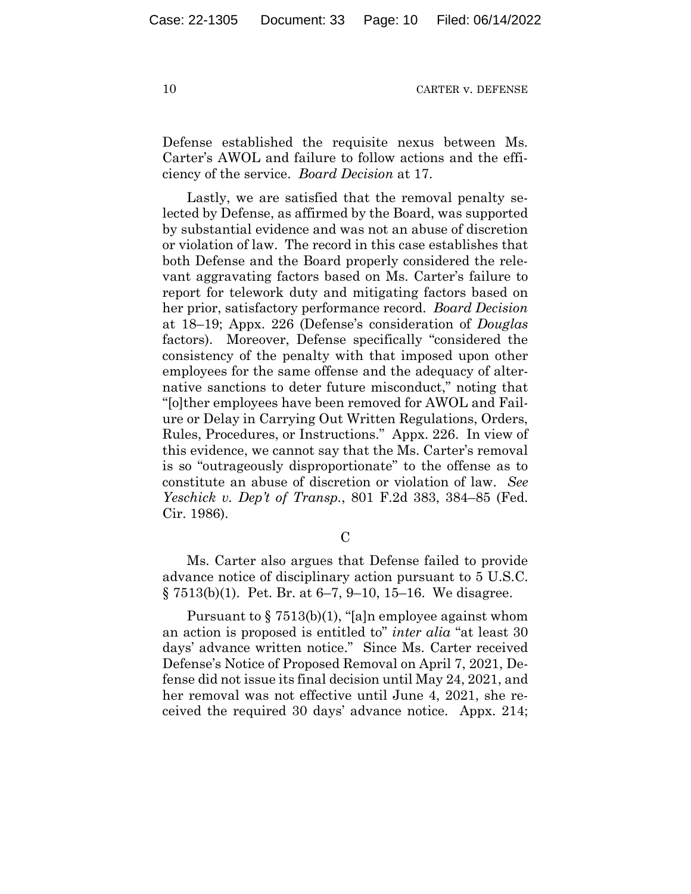Defense established the requisite nexus between Ms. Carter's AWOL and failure to follow actions and the efficiency of the service. *Board Decision* at 17.

Lastly, we are satisfied that the removal penalty selected by Defense, as affirmed by the Board, was supported by substantial evidence and was not an abuse of discretion or violation of law. The record in this case establishes that both Defense and the Board properly considered the relevant aggravating factors based on Ms. Carter's failure to report for telework duty and mitigating factors based on her prior, satisfactory performance record. *Board Decision* at 18–19; Appx. 226 (Defense's consideration of *Douglas* factors). Moreover, Defense specifically "considered the consistency of the penalty with that imposed upon other employees for the same offense and the adequacy of alternative sanctions to deter future misconduct," noting that "[o]ther employees have been removed for AWOL and Failure or Delay in Carrying Out Written Regulations, Orders, Rules, Procedures, or Instructions." Appx. 226. In view of this evidence, we cannot say that the Ms. Carter's removal is so "outrageously disproportionate" to the offense as to constitute an abuse of discretion or violation of law. *See Yeschick v. Dep't of Transp.*, 801 F.2d 383, 384–85 (Fed. Cir. 1986).

C

Ms. Carter also argues that Defense failed to provide advance notice of disciplinary action pursuant to 5 U.S.C. § 7513(b)(1). Pet. Br. at 6–7, 9–10, 15–16. We disagree.

Pursuant to § 7513(b)(1), "[a]n employee against whom an action is proposed is entitled to" *inter alia* "at least 30 days' advance written notice." Since Ms. Carter received Defense's Notice of Proposed Removal on April 7, 2021, Defense did not issue its final decision until May 24, 2021, and her removal was not effective until June 4, 2021, she received the required 30 days' advance notice. Appx. 214;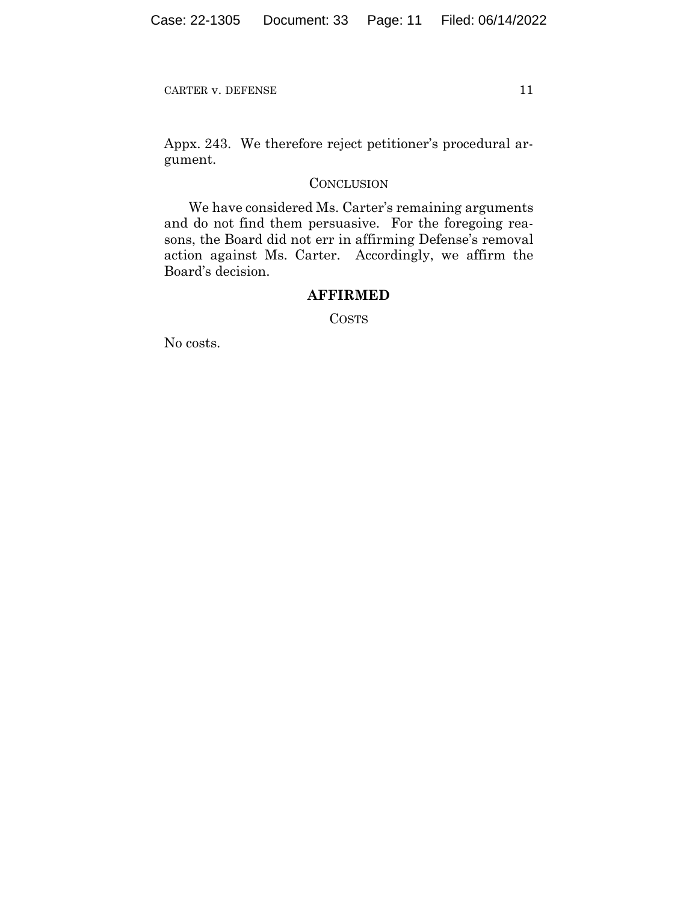Appx. 243. We therefore reject petitioner's procedural argument.

## CONCLUSION

We have considered Ms. Carter's remaining arguments and do not find them persuasive. For the foregoing reasons, the Board did not err in affirming Defense's removal action against Ms. Carter. Accordingly, we affirm the Board's decision.

**AFFIRMED**

## COSTS

No costs.